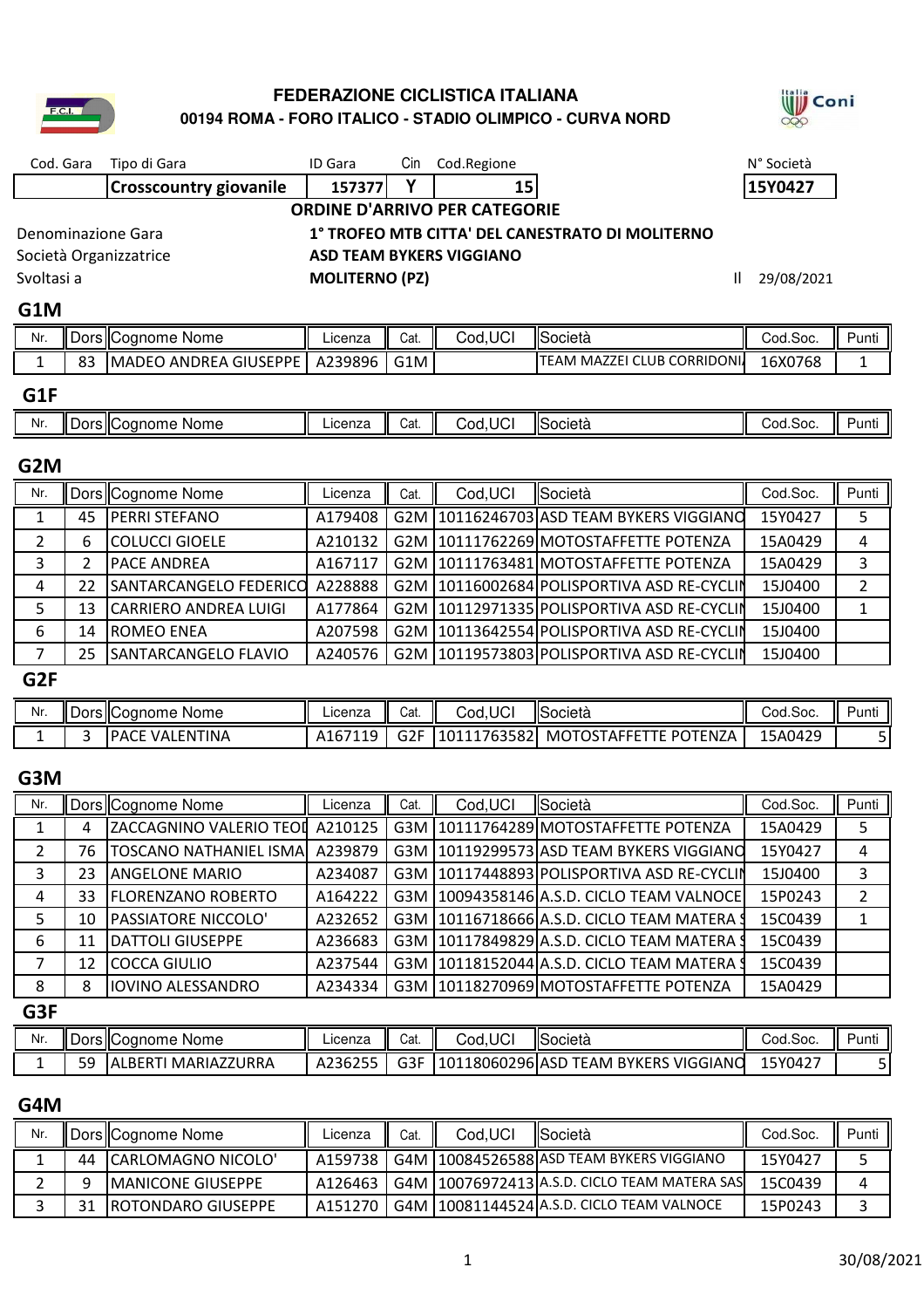**FEDERAZIONE CICLISTICA ITALIANA**
**00194 ROMA - FORO ITALICO - STADIO OLIMPICO - CURVA NORD**

| Cod. Gara | Tipo di Gara | ID Gara | Cin | Cod.Regione | N° Società |
|---|---|---|---|---|---|
| | Crosscountry giovanile | 157377 | Y | 15 | 15Y0427 |

**ORDINE D'ARRIVO PER CATEGORIE**

Denominazione Gara: **1° TROFEO MTB CITTA' DEL CANESTRATO DI MOLITERNO**
Società Organizzatrice: **ASD TEAM BYKERS VIGGIANO**
Svoltasi a: **MOLITERNO (PZ)** Il 29/08/2021

## G1M

| Nr. | Dors | Cognome Nome | Licenza | Cat. | Cod,UCI | Società | Cod.Soc. | Punti |
|---|---|---|---|---|---|---|---|---|
| 1 | 83 | MADEO ANDREA GIUSEPPE | A239896 | G1M | | TEAM MAZZEI CLUB CORRIDONI | 16X0768 | 1 |

## G1F

| Nr. | Dors | Cognome Nome | Licenza | Cat. | Cod,UCI | Società | Cod.Soc. | Punti |
|---|---|---|---|---|---|---|---|---|

## G2M

| Nr. | Dors | Cognome Nome | Licenza | Cat. | Cod,UCI | Società | Cod.Soc. | Punti |
|---|---|---|---|---|---|---|---|---|
| 1 | 45 | PERRI STEFANO | A179408 | G2M | 10116246703 | ASD TEAM BYKERS VIGGIANO | 15Y0427 | 5 |
| 2 | 6 | COLUCCI GIOELE | A210132 | G2M | 10111762269 | MOTOSTAFFETTE POTENZA | 15A0429 | 4 |
| 3 | 2 | PACE ANDREA | A167117 | G2M | 10111763481 | MOTOSTAFFETTE POTENZA | 15A0429 | 3 |
| 4 | 22 | SANTARCANGELO FEDERICO | A228888 | G2M | 10116002684 | POLISPORTIVA ASD RE-CYCLIN | 15J0400 | 2 |
| 5 | 13 | CARRIERO ANDREA LUIGI | A177864 | G2M | 10112971335 | POLISPORTIVA ASD RE-CYCLIN | 15J0400 | 1 |
| 6 | 14 | ROMEO ENEA | A207598 | G2M | 10113642554 | POLISPORTIVA ASD RE-CYCLIN | 15J0400 | |
| 7 | 25 | SANTARCANGELO FLAVIO | A240576 | G2M | 10119573803 | POLISPORTIVA ASD RE-CYCLIN | 15J0400 | |

## G2F

| Nr. | Dors | Cognome Nome | Licenza | Cat. | Cod,UCI | Società | Cod.Soc. | Punti |
|---|---|---|---|---|---|---|---|---|
| 1 | 3 | PACE VALENTINA | A167119 | G2F | 10111763582 | MOTOSTAFFETTE POTENZA | 15A0429 | 5 |

## G3M

| Nr. | Dors | Cognome Nome | Licenza | Cat. | Cod,UCI | Società | Cod.Soc. | Punti |
|---|---|---|---|---|---|---|---|---|
| 1 | 4 | ZACCAGNINO VALERIO TEOD | A210125 | G3M | 10111764289 | MOTOSTAFFETTE POTENZA | 15A0429 | 5 |
| 2 | 76 | TOSCANO NATHANIEL ISMA | A239879 | G3M | 10119299573 | ASD TEAM BYKERS VIGGIANO | 15Y0427 | 4 |
| 3 | 23 | ANGELONE MARIO | A234087 | G3M | 10117448893 | POLISPORTIVA ASD RE-CYCLIN | 15J0400 | 3 |
| 4 | 33 | FLORENZANO ROBERTO | A164222 | G3M | 10094358146 | A.S.D. CICLO TEAM VALNOCE | 15P0243 | 2 |
| 5 | 10 | PASSIATORE NICCOLO' | A232652 | G3M | 10116718666 | A.S.D. CICLO TEAM MATERA S | 15C0439 | 1 |
| 6 | 11 | DATTOLI GIUSEPPE | A236683 | G3M | 10117849829 | A.S.D. CICLO TEAM MATERA S | 15C0439 | |
| 7 | 12 | COCCA GIULIO | A237544 | G3M | 10118152044 | A.S.D. CICLO TEAM MATERA S | 15C0439 | |
| 8 | 8 | IOVINO ALESSANDRO | A234334 | G3M | 10118270969 | MOTOSTAFFETTE POTENZA | 15A0429 | |

## G3F

| Nr. | Dors | Cognome Nome | Licenza | Cat. | Cod,UCI | Società | Cod.Soc. | Punti |
|---|---|---|---|---|---|---|---|---|
| 1 | 59 | ALBERTI MARIAZZURRA | A236255 | G3F | 10118060296 | ASD TEAM BYKERS VIGGIANO | 15Y0427 | 5 |

## G4M

| Nr. | Dors | Cognome Nome | Licenza | Cat. | Cod,UCI | Società | Cod.Soc. | Punti |
|---|---|---|---|---|---|---|---|---|
| 1 | 44 | CARLOMAGNO NICOLO' | A159738 | G4M | 10084526588 | ASD TEAM BYKERS VIGGIANO | 15Y0427 | 5 |
| 2 | 9 | MANICONE GIUSEPPE | A126463 | G4M | 10076972413 | A.S.D. CICLO TEAM MATERA SAS | 15C0439 | 4 |
| 3 | 31 | ROTONDARO GIUSEPPE | A151270 | G4M | 10081144524 | A.S.D. CICLO TEAM VALNOCE | 15P0243 | 3 |

30/08/2021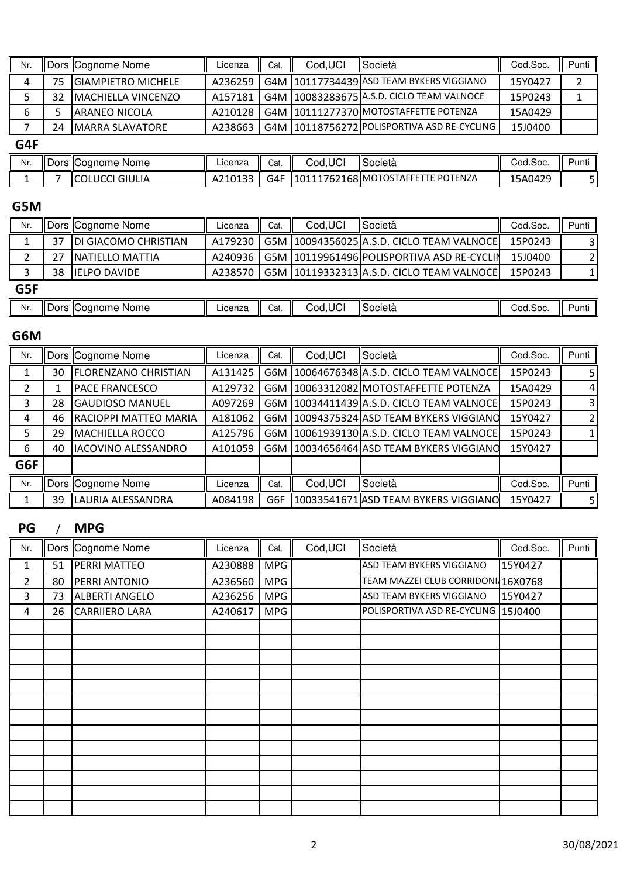| Nr. | Dors | Cognome Nome | Licenza | Cat. | Cod,UCI | Società | Cod.Soc. | Punti |
|---|---|---|---|---|---|---|---|---|
| 4 | 75 | GIAMPIETRO MICHELE | A236259 | G4M | 10117734439 | ASD TEAM BYKERS VIGGIANO | 15Y0427 | 2 |
| 5 | 32 | MACHIELLA VINCENZO | A157181 | G4M | 10083283675 | A.S.D. CICLO TEAM VALNOCE | 15P0243 | 1 |
| 6 | 5 | ARANEO NICOLA | A210128 | G4M | 10111277370 | MOTOSTAFFETTE POTENZA | 15A0429 | |
| 7 | 24 | MARRA SLAVATORE | A238663 | G4M | 10118756272 | POLISPORTIVA ASD RE-CYCLING | 15J0400 | |

## G4F

| Nr. | Dors | Cognome Nome | Licenza | Cat. | Cod,UCI | Società | Cod.Soc. | Punti |
|---|---|---|---|---|---|---|---|---|
| 1 | 7 | COLUCCI GIULIA | A210133 | G4F | 10111762168 | MOTOSTAFFETTE POTENZA | 15A0429 | 5 |

## G5M

| Nr. | Dors | Cognome Nome | Licenza | Cat. | Cod,UCI | Società | Cod.Soc. | Punti |
|---|---|---|---|---|---|---|---|---|
| 1 | 37 | DI GIACOMO CHRISTIAN | A179230 | G5M | 10094356025 | A.S.D. CICLO TEAM VALNOCE | 15P0243 | 3 |
| 2 | 27 | NATIELLO MATTIA | A240936 | G5M | 10119961496 | POLISPORTIVA ASD RE-CYCLIN | 15J0400 | 2 |
| 3 | 38 | IELPO DAVIDE | A238570 | G5M | 10119332313 | A.S.D. CICLO TEAM VALNOCE | 15P0243 | 1 |

## G5F

| Nr. | Dors | Cognome Nome | Licenza | Cat. | Cod,UCI | Società | Cod.Soc. | Punti |
|---|---|---|---|---|---|---|---|---|

## G6M

| Nr. | Dors | Cognome Nome | Licenza | Cat. | Cod,UCI | Società | Cod.Soc. | Punti |
|---|---|---|---|---|---|---|---|---|
| 1 | 30 | FLORENZANO CHRISTIAN | A131425 | G6M | 10064676348 | A.S.D. CICLO TEAM VALNOCE | 15P0243 | 5 |
| 2 | 1 | PACE FRANCESCO | A129732 | G6M | 10063312082 | MOTOSTAFFETTE POTENZA | 15A0429 | 4 |
| 3 | 28 | GAUDIOSO MANUEL | A097269 | G6M | 10034411439 | A.S.D. CICLO TEAM VALNOCE | 15P0243 | 3 |
| 4 | 46 | RACIOPPI MATTEO MARIA | A181062 | G6M | 10094375324 | ASD TEAM BYKERS VIGGIANO | 15Y0427 | 2 |
| 5 | 29 | MACHIELLA ROCCO | A125796 | G6M | 10061939130 | A.S.D. CICLO TEAM VALNOCE | 15P0243 | 1 |
| 6 | 40 | IACOVINO ALESSANDRO | A101059 | G6M | 10034656464 | ASD TEAM BYKERS VIGGIANO | 15Y0427 | |

## G6F

| Nr. | Dors | Cognome Nome | Licenza | Cat. | Cod,UCI | Società | Cod.Soc. | Punti |
|---|---|---|---|---|---|---|---|---|
| 1 | 39 | LAURIA ALESSANDRA | A084198 | G6F | 10033541671 | ASD TEAM BYKERS VIGGIANO | 15Y0427 | 5 |

## PG / MPG

| Nr. | Dors | Cognome Nome | Licenza | Cat. | Cod,UCI | Società | Cod.Soc. | Punti |
|---|---|---|---|---|---|---|---|---|
| 1 | 51 | PERRI MATTEO | A230888 | MPG | | ASD TEAM BYKERS VIGGIANO | 15Y0427 | |
| 2 | 80 | PERRI ANTONIO | A236560 | MPG | | TEAM MAZZEI CLUB CORRIDONI | 16X0768 | |
| 3 | 73 | ALBERTI ANGELO | A236256 | MPG | | ASD TEAM BYKERS VIGGIANO | 15Y0427 | |
| 4 | 26 | CARRIERO LARA | A240617 | MPG | | POLISPORTIVA ASD RE-CYCLING | 15J0400 | |

30/08/2021